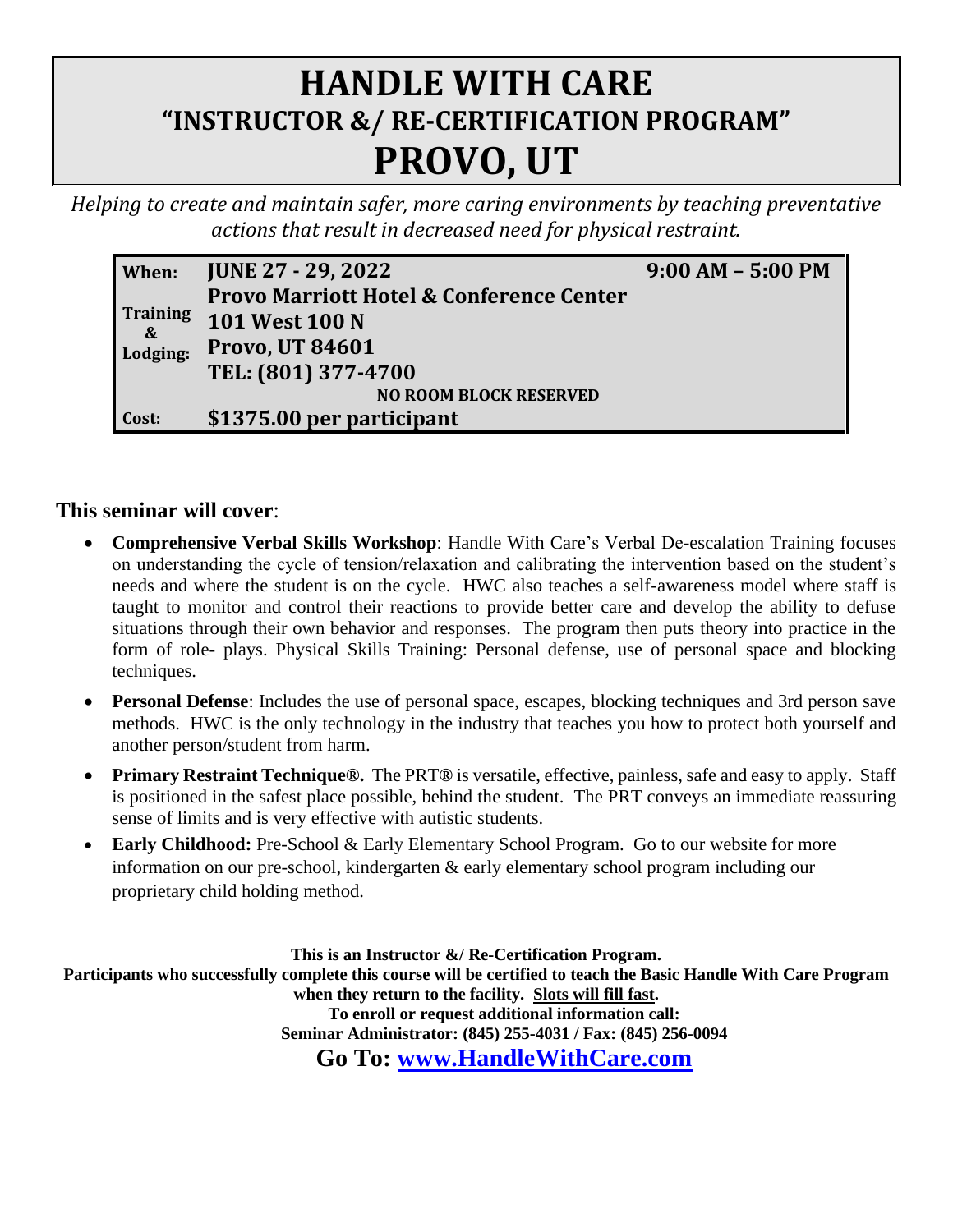# HANDLE WITH CARE
## "INSTRUCTOR &/ RE-CERTIFICATION PROGRAM"
# PROVO, UT

*Helping to create and maintain safer, more caring environments by teaching preventative actions that result in decreased need for physical restraint.*

| | | |
|---|---|---|
| **When:** | **JUNE 27 - 29, 2022** | **9:00 AM – 5:00 PM** |
| **Training & Lodging:** | **Provo Marriott Hotel & Conference Center**<br>**101 West 100 N**<br>**Provo, UT 84601**<br>**TEL: (801) 377-4700**<br>**NO ROOM BLOCK RESERVED** | |
| **Cost:** | **$1375.00 per participant** | |

**This seminar will cover**:

- **Comprehensive Verbal Skills Workshop**: Handle With Care's Verbal De-escalation Training focuses on understanding the cycle of tension/relaxation and calibrating the intervention based on the student's needs and where the student is on the cycle. HWC also teaches a self-awareness model where staff is taught to monitor and control their reactions to provide better care and develop the ability to defuse situations through their own behavior and responses. The program then puts theory into practice in the form of role- plays. Physical Skills Training: Personal defense, use of personal space and blocking techniques.
- **Personal Defense**: Includes the use of personal space, escapes, blocking techniques and 3rd person save methods. HWC is the only technology in the industry that teaches you how to protect both yourself and another person/student from harm.
- **Primary Restraint Technique®.** The PRT® is versatile, effective, painless, safe and easy to apply. Staff is positioned in the safest place possible, behind the student. The PRT conveys an immediate reassuring sense of limits and is very effective with autistic students.
- **Early Childhood:** Pre-School & Early Elementary School Program. Go to our website for more information on our pre-school, kindergarten & early elementary school program including our proprietary child holding method.

**This is an Instructor &/ Re-Certification Program.**
**Participants who successfully complete this course will be certified to teach the Basic Handle With Care Program when they return to the facility. Slots will fill fast.**
**To enroll or request additional information call:**
**Seminar Administrator: (845) 255-4031 / Fax: (845) 256-0094**

**Go To: www.HandleWithCare.com**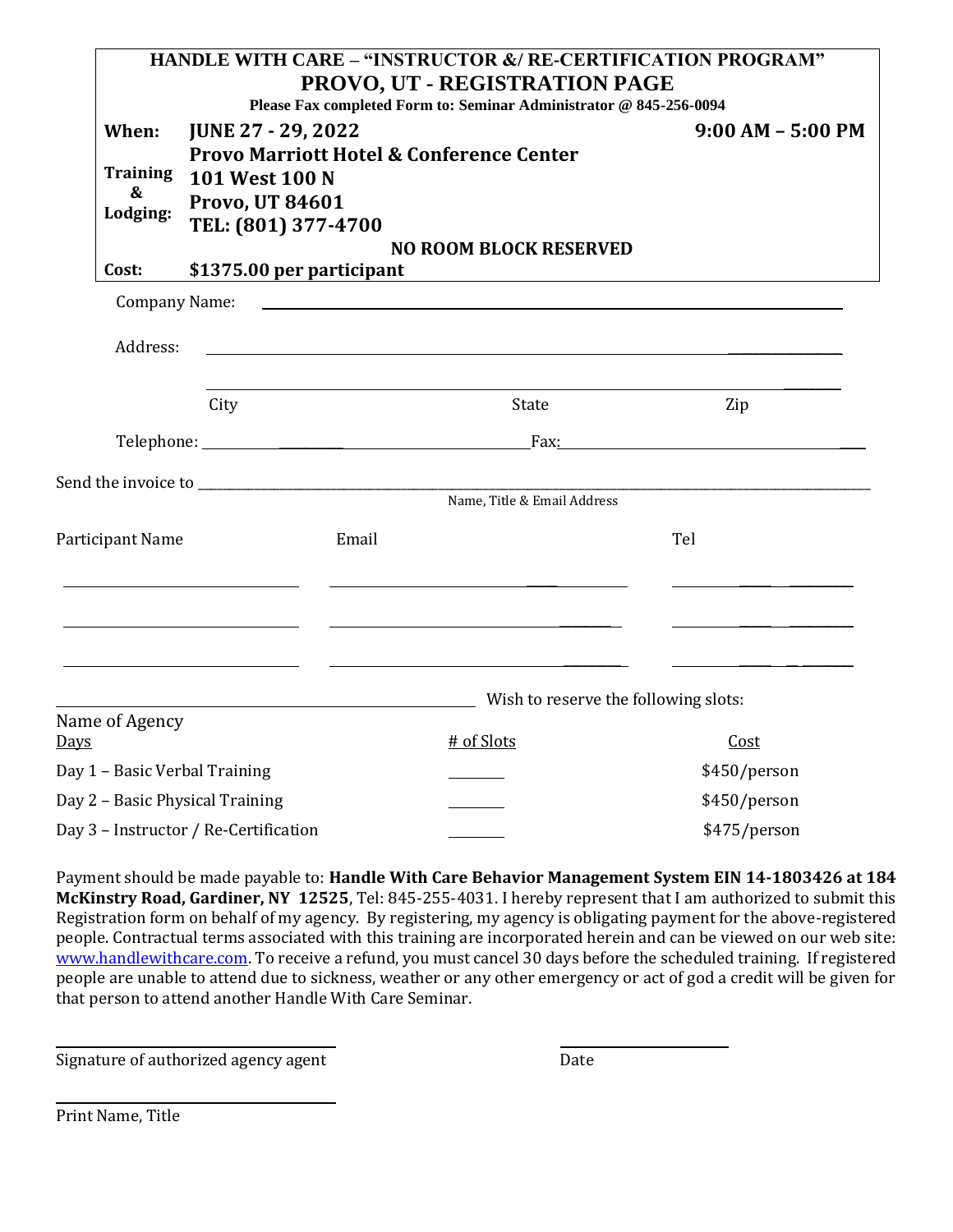# HANDLE WITH CARE – "INSTRUCTOR &/ RE-CERTIFICATION PROGRAM"

## PROVO, UT - REGISTRATION PAGE

**Please Fax completed Form to: Seminar Administrator @ 845-256-0094**

| | | |
|---|---|---|
| **When:** | **JUNE 27 - 29, 2022** | **9:00 AM – 5:00 PM** |
| **Training & Lodging:** | **Provo Marriott Hotel & Conference Center**<br>**101 West 100 N**<br>**Provo, UT 84601**<br>**TEL: (801) 377-4700** | |
| | **NO ROOM BLOCK RESERVED** | |
| **Cost:** | **$1375.00 per participant** | |

Company Name: ______________________________________________

Address: ______________________________________________

______________________________________________

City State Zip

Telephone: ____________________ Fax: ____________________

Send the invoice to ______________________________________________
Name, Title & Email Address

| Participant Name | Email | Tel |
|---|---|---|
| | | |
| | | |
| | | |

______________________________ Wish to reserve the following slots:

Name of Agency

| Days | # of Slots | Cost |
|---|---|---|
| Day 1 – Basic Verbal Training | _______ | $450/person |
| Day 2 – Basic Physical Training | _______ | $450/person |
| Day 3 – Instructor / Re-Certification | _______ | $475/person |

Payment should be made payable to: **Handle With Care Behavior Management System EIN 14-1803426 at 184 McKinstry Road, Gardiner, NY 12525**, Tel: 845-255-4031. I hereby represent that I am authorized to submit this Registration form on behalf of my agency. By registering, my agency is obligating payment for the above-registered people. Contractual terms associated with this training are incorporated herein and can be viewed on our web site: www.handlewithcare.com. To receive a refund, you must cancel 30 days before the scheduled training. If registered people are unable to attend due to sickness, weather or any other emergency or act of god a credit will be given for that person to attend another Handle With Care Seminar.

______________________________ ____________________
Signature of authorized agency agent Date

______________________________
Print Name, Title